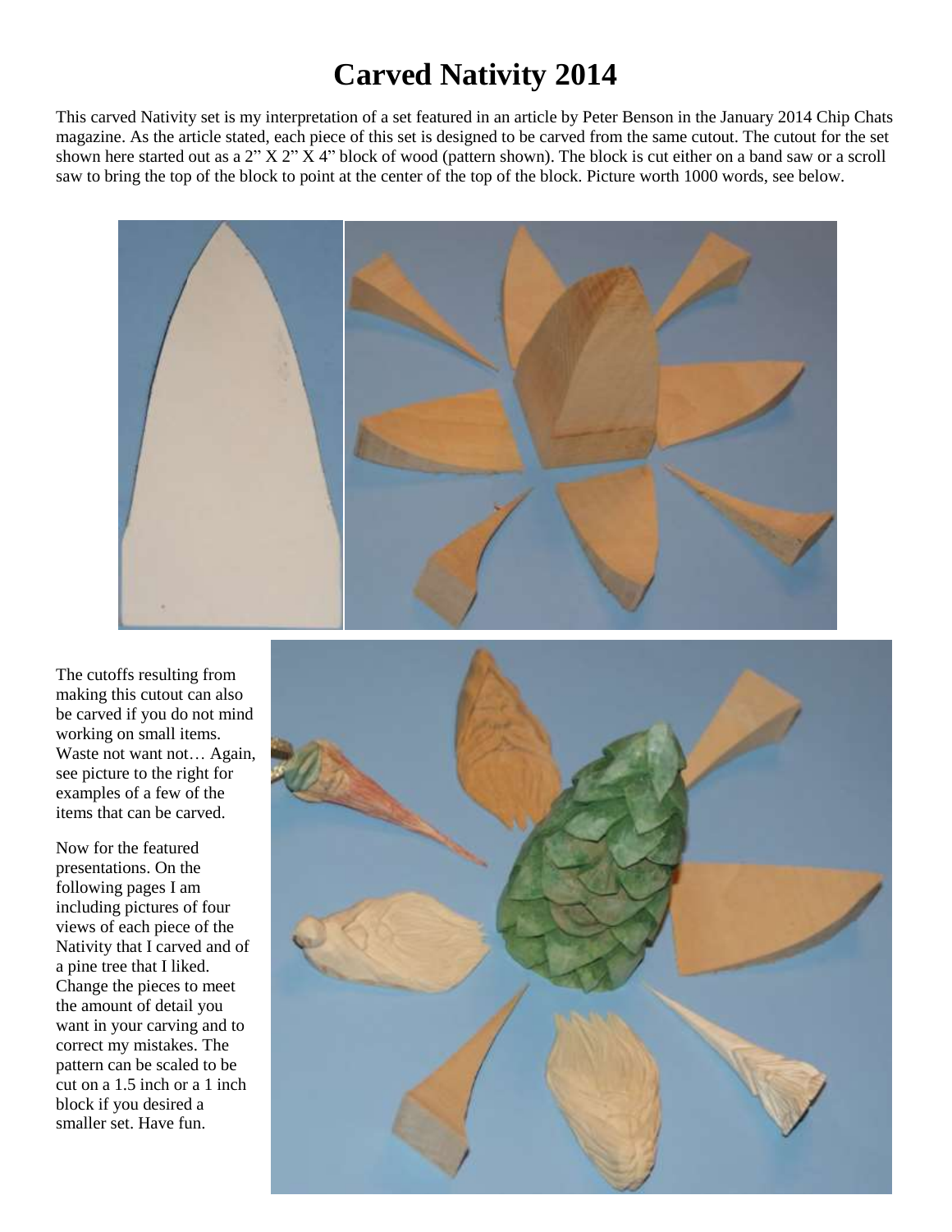# Carved Nativity 2014

This carved Nativity set is my interpretation of a set featured in an article by Peter Benson in the January 2014 Chip Chats magazine. As the article stated, each piece of this set is designed to be carved from the same cutout. The cutout for the set shown here started out as a 2" X 2" X 4" block of wood (pattern shown). The block is cut either on a band saw or a scroll saw to bring the top of the block to point at the center of the top of the block. Picture worth 1000 words, see below.

The cutoffs resulting from making this cutout can also be carved if you do not mind working on small items. Waste not want not… Again, see picture to the right for examples of a few of the items that can be carved.

Now for the featured presentations. On the following pages I am including pictures of four views of each piece of the Nativity that I carved and of a pine tree that I liked. Change the pieces to meet the amount of detail you want in your carving and to correct my mistakes. The pattern can be scaled to be cut on a 1.5 inch or a 1 inch block if you desired a smaller set. Have fun.